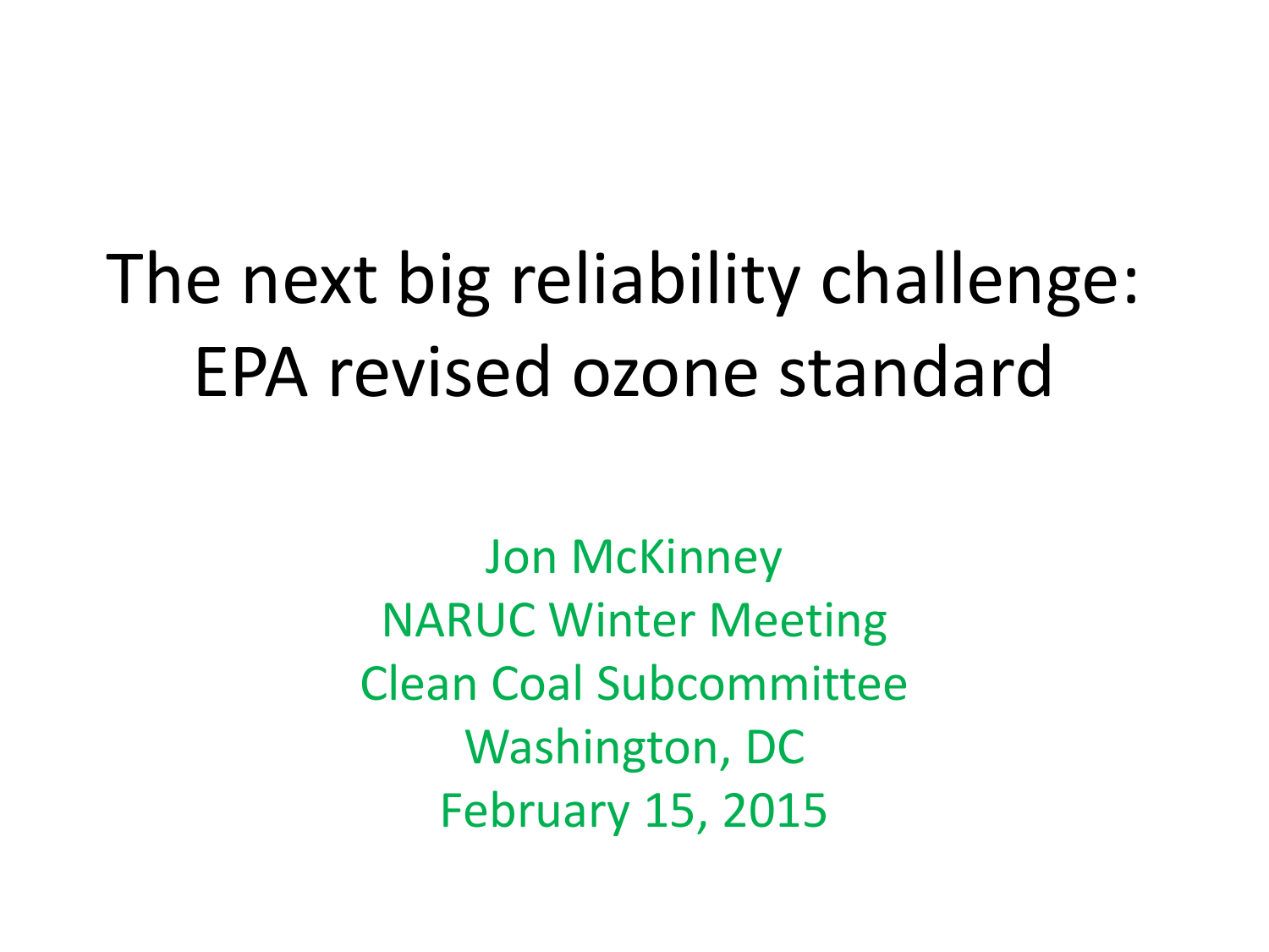# The next big reliability challenge: EPA revised ozone standard

Jon McKinney
NARUC Winter Meeting
Clean Coal Subcommittee
Washington, DC
February 15, 2015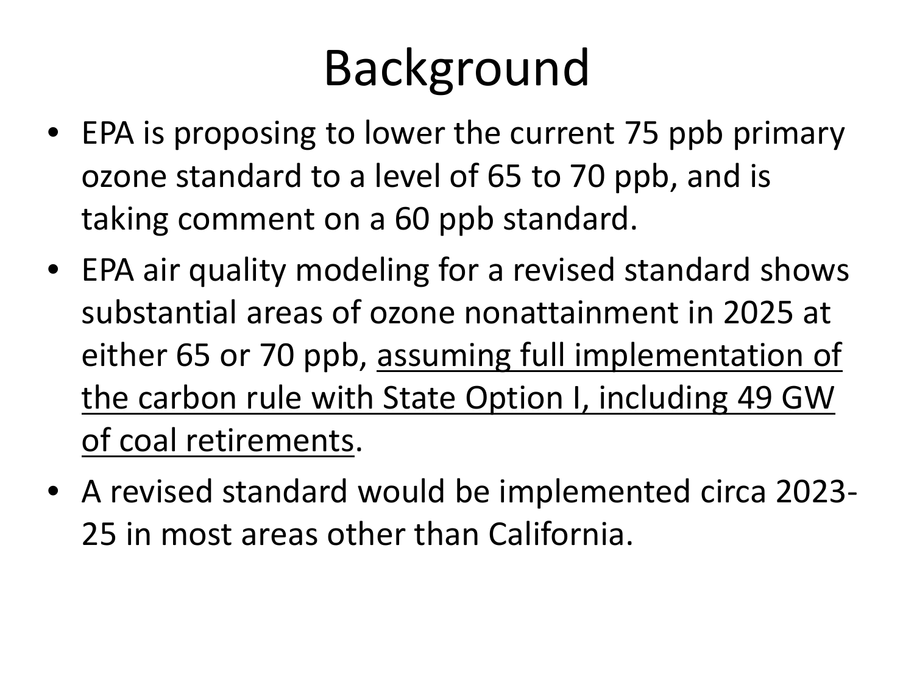# Background

- EPA is proposing to lower the current 75 ppb primary ozone standard to a level of 65 to 70 ppb, and is taking comment on a 60 ppb standard.
- EPA air quality modeling for a revised standard shows substantial areas of ozone nonattainment in 2025 at either 65 or 70 ppb, <u>assuming full implementation of the carbon rule with State Option I, including 49 GW of coal retirements</u>.
- A revised standard would be implemented circa 2023-25 in most areas other than California.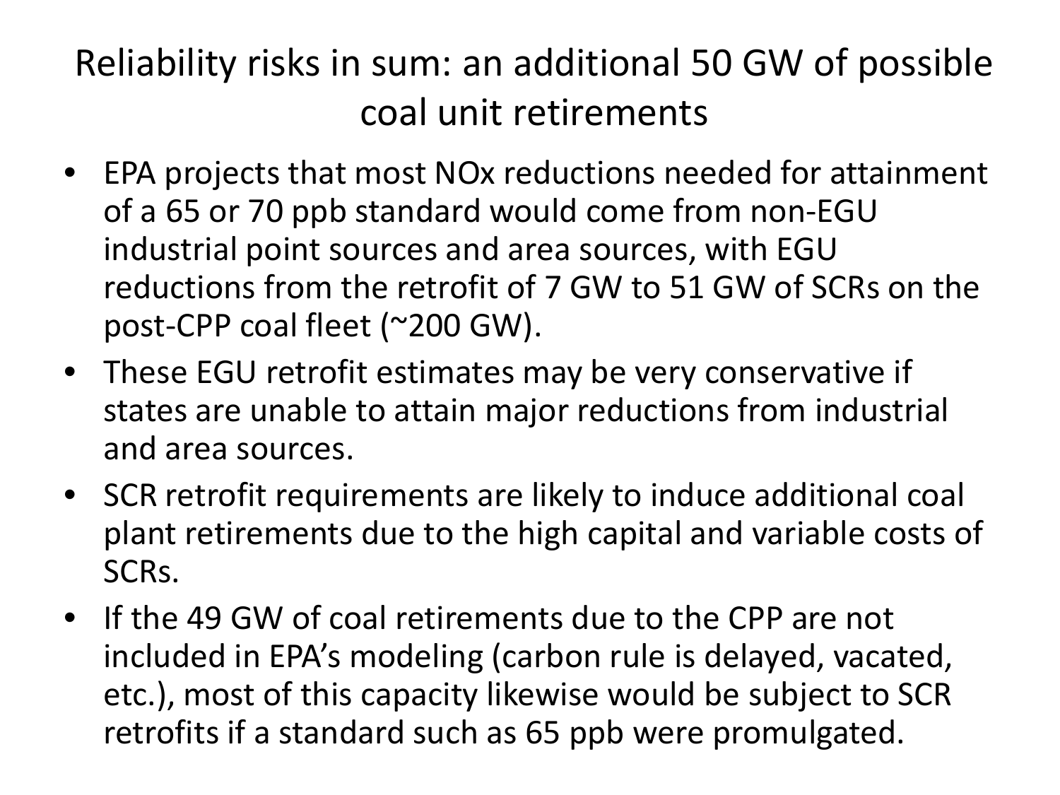# Reliability risks in sum: an additional 50 GW of possible coal unit retirements

- EPA projects that most NOx reductions needed for attainment of a 65 or 70 ppb standard would come from non-EGU industrial point sources and area sources, with EGU reductions from the retrofit of 7 GW to 51 GW of SCRs on the post-CPP coal fleet (~200 GW).
- These EGU retrofit estimates may be very conservative if states are unable to attain major reductions from industrial and area sources.
- SCR retrofit requirements are likely to induce additional coal plant retirements due to the high capital and variable costs of SCRs.
- If the 49 GW of coal retirements due to the CPP are not included in EPA's modeling (carbon rule is delayed, vacated, etc.), most of this capacity likewise would be subject to SCR retrofits if a standard such as 65 ppb were promulgated.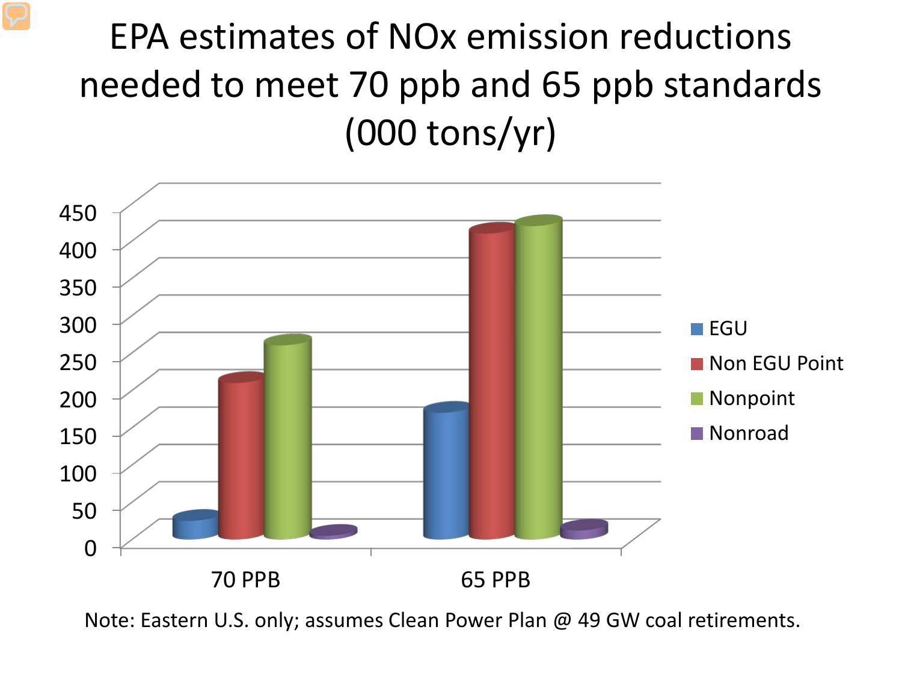# EPA estimates of NOx emission reductions needed to meet 70 ppb and 65 ppb standards (000 tons/yr)

Note: Eastern U.S. only; assumes Clean Power Plan @ 49 GW coal retirements.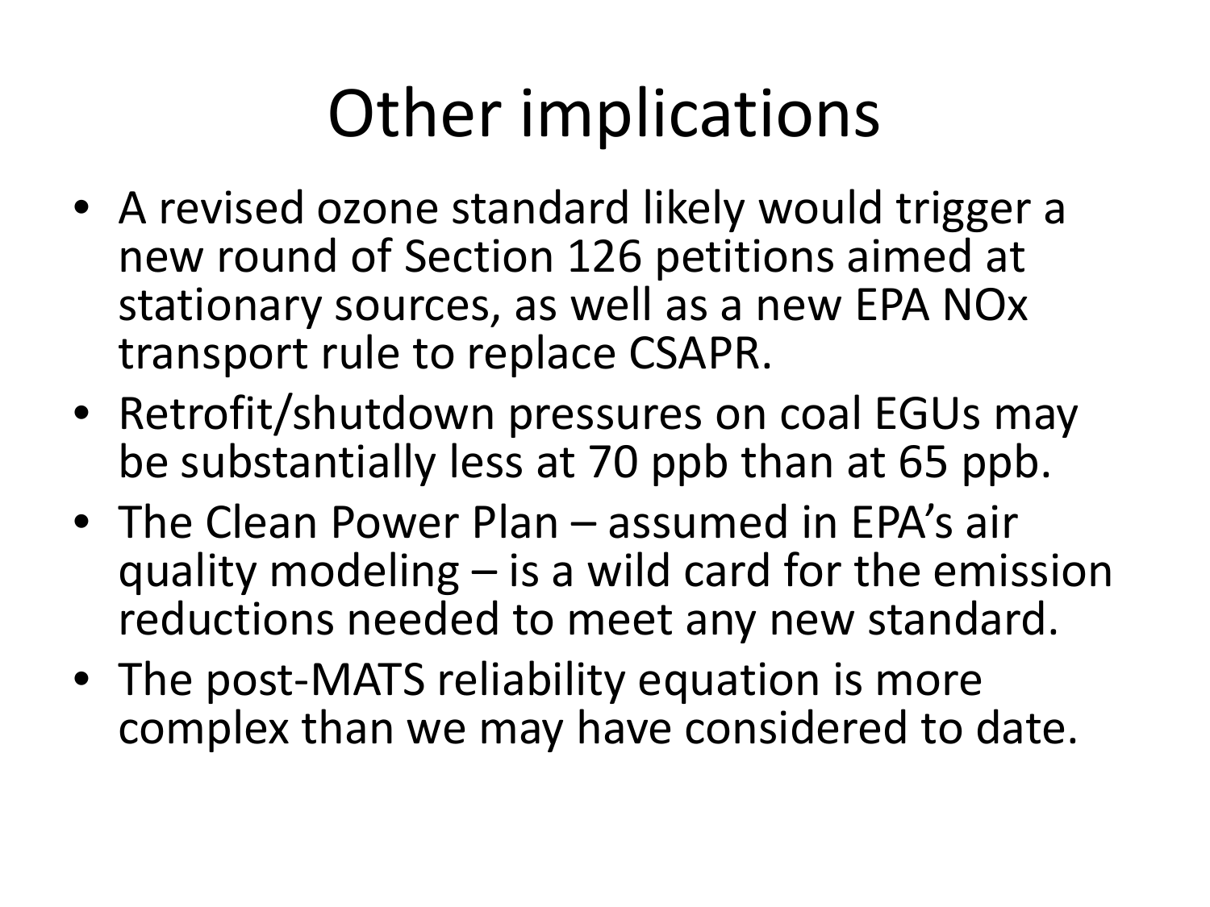# Other implications

- A revised ozone standard likely would trigger a new round of Section 126 petitions aimed at stationary sources, as well as a new EPA NOx transport rule to replace CSAPR.
- Retrofit/shutdown pressures on coal EGUs may be substantially less at 70 ppb than at 65 ppb.
- The Clean Power Plan – assumed in EPA's air quality modeling – is a wild card for the emission reductions needed to meet any new standard.
- The post-MATS reliability equation is more complex than we may have considered to date.